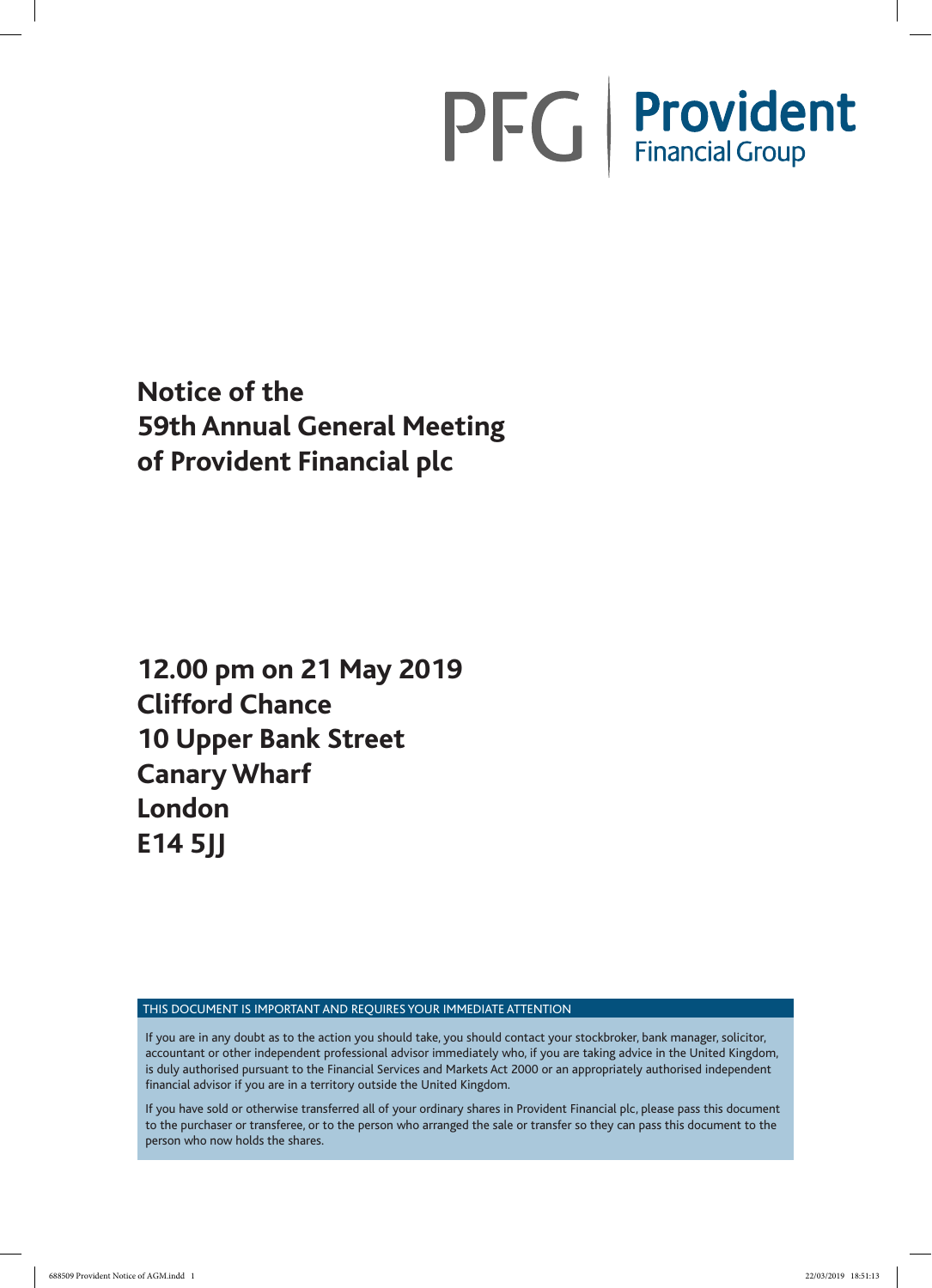PFG | Provident Financial Group

# Notice of the 59th Annual General Meeting of Provident Financial plc

**12.00 pm on 21 May 2019**
**Clifford Chance**
**10 Upper Bank Street**
**Canary Wharf**
**London**
**E14 5JJ**

THIS DOCUMENT IS IMPORTANT AND REQUIRES YOUR IMMEDIATE ATTENTION

If you are in any doubt as to the action you should take, you should contact your stockbroker, bank manager, solicitor, accountant or other independent professional advisor immediately who, if you are taking advice in the United Kingdom, is duly authorised pursuant to the Financial Services and Markets Act 2000 or an appropriately authorised independent financial advisor if you are in a territory outside the United Kingdom.

If you have sold or otherwise transferred all of your ordinary shares in Provident Financial plc, please pass this document to the purchaser or transferee, or to the person who arranged the sale or transfer so they can pass this document to the person who now holds the shares.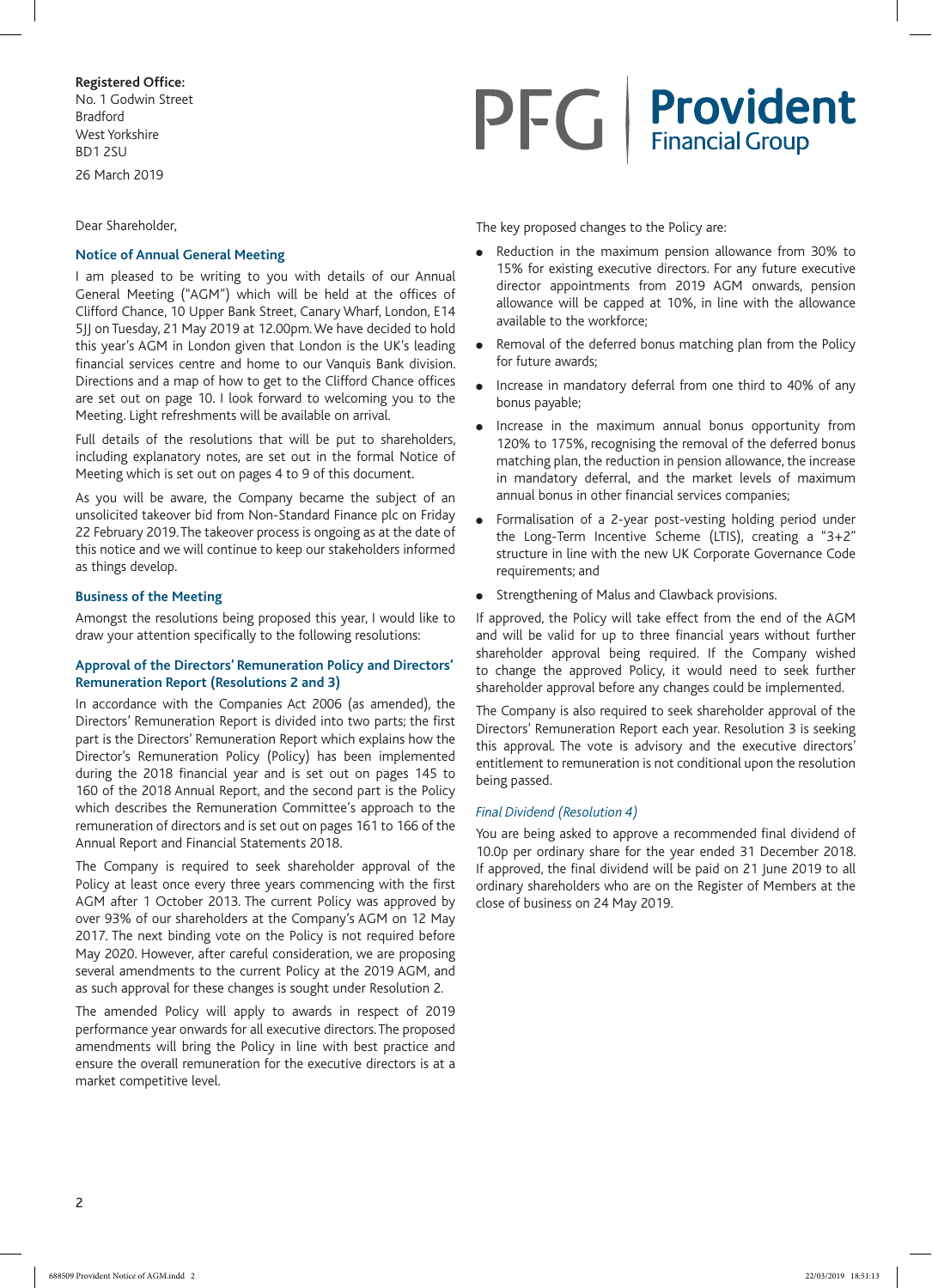**Registered Office:**
No. 1 Godwin Street
Bradford
West Yorkshire
BD1 2SU

26 March 2019

PFG | **Provident** Financial Group

Dear Shareholder,

## Notice of Annual General Meeting

I am pleased to be writing to you with details of our Annual General Meeting ("AGM") which will be held at the offices of Clifford Chance, 10 Upper Bank Street, Canary Wharf, London, E14 5JJ on Tuesday, 21 May 2019 at 12.00pm. We have decided to hold this year's AGM in London given that London is the UK's leading financial services centre and home to our Vanquis Bank division. Directions and a map of how to get to the Clifford Chance offices are set out on page 10. I look forward to welcoming you to the Meeting. Light refreshments will be available on arrival.

Full details of the resolutions that will be put to shareholders, including explanatory notes, are set out in the formal Notice of Meeting which is set out on pages 4 to 9 of this document.

As you will be aware, the Company became the subject of an unsolicited takeover bid from Non-Standard Finance plc on Friday 22 February 2019. The takeover process is ongoing as at the date of this notice and we will continue to keep our stakeholders informed as things develop.

## Business of the Meeting

Amongst the resolutions being proposed this year, I would like to draw your attention specifically to the following resolutions:

### Approval of the Directors' Remuneration Policy and Directors' Remuneration Report (Resolutions 2 and 3)

In accordance with the Companies Act 2006 (as amended), the Directors' Remuneration Report is divided into two parts; the first part is the Directors' Remuneration Report which explains how the Director's Remuneration Policy (Policy) has been implemented during the 2018 financial year and is set out on pages 145 to 160 of the 2018 Annual Report, and the second part is the Policy which describes the Remuneration Committee's approach to the remuneration of directors and is set out on pages 161 to 166 of the Annual Report and Financial Statements 2018.

The Company is required to seek shareholder approval of the Policy at least once every three years commencing with the first AGM after 1 October 2013. The current Policy was approved by over 93% of our shareholders at the Company's AGM on 12 May 2017. The next binding vote on the Policy is not required before May 2020. However, after careful consideration, we are proposing several amendments to the current Policy at the 2019 AGM, and as such approval for these changes is sought under Resolution 2.

The amended Policy will apply to awards in respect of 2019 performance year onwards for all executive directors. The proposed amendments will bring the Policy in line with best practice and ensure the overall remuneration for the executive directors is at a market competitive level.

The key proposed changes to the Policy are:

- Reduction in the maximum pension allowance from 30% to 15% for existing executive directors. For any future executive director appointments from 2019 AGM onwards, pension allowance will be capped at 10%, in line with the allowance available to the workforce;
- Removal of the deferred bonus matching plan from the Policy for future awards;
- Increase in mandatory deferral from one third to 40% of any bonus payable;
- Increase in the maximum annual bonus opportunity from 120% to 175%, recognising the removal of the deferred bonus matching plan, the reduction in pension allowance, the increase in mandatory deferral, and the market levels of maximum annual bonus in other financial services companies;
- Formalisation of a 2-year post-vesting holding period under the Long-Term Incentive Scheme (LTIS), creating a "3+2" structure in line with the new UK Corporate Governance Code requirements; and
- Strengthening of Malus and Clawback provisions.

If approved, the Policy will take effect from the end of the AGM and will be valid for up to three financial years without further shareholder approval being required. If the Company wished to change the approved Policy, it would need to seek further shareholder approval before any changes could be implemented.

The Company is also required to seek shareholder approval of the Directors' Remuneration Report each year. Resolution 3 is seeking this approval. The vote is advisory and the executive directors' entitlement to remuneration is not conditional upon the resolution being passed.

### *Final Dividend (Resolution 4)*

You are being asked to approve a recommended final dividend of 10.0p per ordinary share for the year ended 31 December 2018. If approved, the final dividend will be paid on 21 June 2019 to all ordinary shareholders who are on the Register of Members at the close of business on 24 May 2019.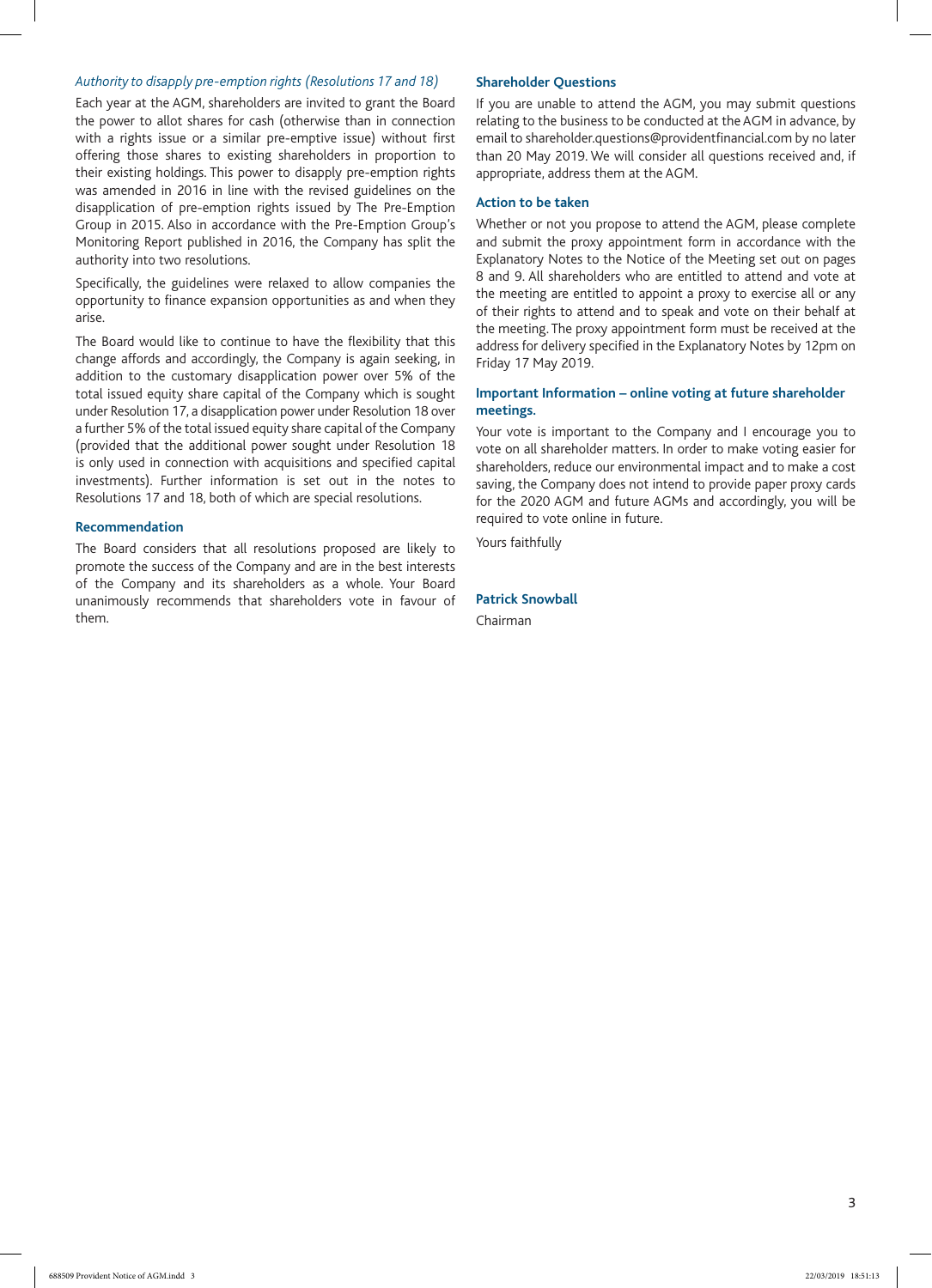*Authority to disapply pre-emption rights (Resolutions 17 and 18)*

Each year at the AGM, shareholders are invited to grant the Board the power to allot shares for cash (otherwise than in connection with a rights issue or a similar pre-emptive issue) without first offering those shares to existing shareholders in proportion to their existing holdings. This power to disapply pre-emption rights was amended in 2016 in line with the revised guidelines on the disapplication of pre-emption rights issued by The Pre-Emption Group in 2015. Also in accordance with the Pre-Emption Group's Monitoring Report published in 2016, the Company has split the authority into two resolutions.

Specifically, the guidelines were relaxed to allow companies the opportunity to finance expansion opportunities as and when they arise.

The Board would like to continue to have the flexibility that this change affords and accordingly, the Company is again seeking, in addition to the customary disapplication power over 5% of the total issued equity share capital of the Company which is sought under Resolution 17, a disapplication power under Resolution 18 over a further 5% of the total issued equity share capital of the Company (provided that the additional power sought under Resolution 18 is only used in connection with acquisitions and specified capital investments). Further information is set out in the notes to Resolutions 17 and 18, both of which are special resolutions.

## Recommendation

The Board considers that all resolutions proposed are likely to promote the success of the Company and are in the best interests of the Company and its shareholders as a whole. Your Board unanimously recommends that shareholders vote in favour of them.

## Shareholder Questions

If you are unable to attend the AGM, you may submit questions relating to the business to be conducted at the AGM in advance, by email to shareholder.questions@providentfinancial.com by no later than 20 May 2019. We will consider all questions received and, if appropriate, address them at the AGM.

## Action to be taken

Whether or not you propose to attend the AGM, please complete and submit the proxy appointment form in accordance with the Explanatory Notes to the Notice of the Meeting set out on pages 8 and 9. All shareholders who are entitled to attend and vote at the meeting are entitled to appoint a proxy to exercise all or any of their rights to attend and to speak and vote on their behalf at the meeting. The proxy appointment form must be received at the address for delivery specified in the Explanatory Notes by 12pm on Friday 17 May 2019.

## Important Information – online voting at future shareholder meetings.

Your vote is important to the Company and I encourage you to vote on all shareholder matters. In order to make voting easier for shareholders, reduce our environmental impact and to make a cost saving, the Company does not intend to provide paper proxy cards for the 2020 AGM and future AGMs and accordingly, you will be required to vote online in future.

Yours faithfully

**Patrick Snowball**

Chairman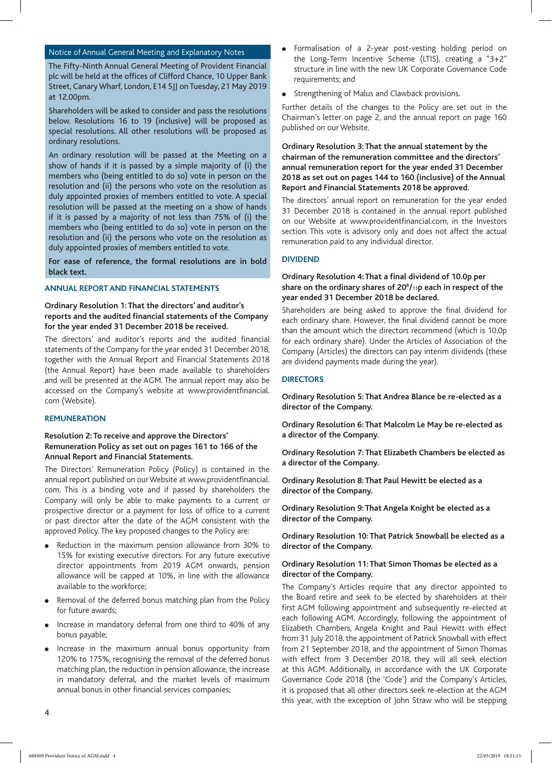## Notice of Annual General Meeting and Explanatory Notes

The Fifty-Ninth Annual General Meeting of Provident Financial plc will be held at the offices of Clifford Chance, 10 Upper Bank Street, Canary Wharf, London, E14 5JJ on Tuesday, 21 May 2019 at 12.00pm.

Shareholders will be asked to consider and pass the resolutions below. Resolutions 16 to 19 (inclusive) will be proposed as special resolutions. All other resolutions will be proposed as ordinary resolutions.

An ordinary resolution will be passed at the Meeting on a show of hands if it is passed by a simple majority of (i) the members who (being entitled to do so) vote in person on the resolution and (ii) the persons who vote on the resolution as duly appointed proxies of members entitled to vote. A special resolution will be passed at the meeting on a show of hands if it is passed by a majority of not less than 75% of (i) the members who (being entitled to do so) vote in person on the resolution and (ii) the persons who vote on the resolution as duly appointed proxies of members entitled to vote.

**For ease of reference, the formal resolutions are in bold black text.**

### ANNUAL REPORT AND FINANCIAL STATEMENTS

**Ordinary Resolution 1: That the directors' and auditor's reports and the audited financial statements of the Company for the year ended 31 December 2018 be received.**

The directors' and auditor's reports and the audited financial statements of the Company for the year ended 31 December 2018, together with the Annual Report and Financial Statements 2018 (the Annual Report) have been made available to shareholders and will be presented at the AGM. The annual report may also be accessed on the Company's website at www.providentfinancial.com (Website).

### REMUNERATION

**Resolution 2: To receive and approve the Directors' Remuneration Policy as set out on pages 161 to 166 of the Annual Report and Financial Statements.**

The Directors' Remuneration Policy (Policy) is contained in the annual report published on our Website at www.providentfinancial.com. This is a binding vote and if passed by shareholders the Company will only be able to make payments to a current or prospective director or a payment for loss of office to a current or past director after the date of the AGM consistent with the approved Policy. The key proposed changes to the Policy are:

- Reduction in the maximum pension allowance from 30% to 15% for existing executive directors. For any future executive director appointments from 2019 AGM onwards, pension allowance will be capped at 10%, in line with the allowance available to the workforce;
- Removal of the deferred bonus matching plan from the Policy for future awards;
- Increase in mandatory deferral from one third to 40% of any bonus payable;
- Increase in the maximum annual bonus opportunity from 120% to 175%, recognising the removal of the deferred bonus matching plan, the reduction in pension allowance, the increase in mandatory deferral, and the market levels of maximum annual bonus in other financial services companies;
- Formalisation of a 2-year post-vesting holding period on the Long-Term Incentive Scheme (LTIS), creating a "3+2" structure in line with the new UK Corporate Governance Code requirements; and
- Strengthening of Malus and Clawback provisions.

Further details of the changes to the Policy are set out in the Chairman's letter on page 2, and the annual report on page 160 published on our Website.

**Ordinary Resolution 3: That the annual statement by the chairman of the remuneration committee and the directors' annual remuneration report for the year ended 31 December 2018 as set out on pages 144 to 160 (inclusive) of the Annual Report and Financial Statements 2018 be approved.**

The directors' annual report on remuneration for the year ended 31 December 2018 is contained in the annual report published on our Website at www.providentfinancial.com, in the Investors section. This vote is advisory only and does not affect the actual remuneration paid to any individual director.

### DIVIDEND

**Ordinary Resolution 4: That a final dividend of 10.0p per share on the ordinary shares of $20^{8}/_{11}$p each in respect of the year ended 31 December 2018 be declared.**

Shareholders are being asked to approve the final dividend for each ordinary share. However, the final dividend cannot be more than the amount which the directors recommend (which is 10.0p for each ordinary share). Under the Articles of Association of the Company (Articles) the directors can pay interim dividends (these are dividend payments made during the year).

### DIRECTORS

**Ordinary Resolution 5: That Andrea Blance be re-elected as a director of the Company.**

**Ordinary Resolution 6: That Malcolm Le May be re-elected as a director of the Company.**

**Ordinary Resolution 7: That Elizabeth Chambers be elected as a director of the Company.**

**Ordinary Resolution 8: That Paul Hewitt be elected as a director of the Company.**

**Ordinary Resolution 9: That Angela Knight be elected as a director of the Company.**

**Ordinary Resolution 10: That Patrick Snowball be elected as a director of the Company.**

**Ordinary Resolution 11: That Simon Thomas be elected as a director of the Company.**

The Company's Articles require that any director appointed to the Board retire and seek to be elected by shareholders at their first AGM following appointment and subsequently re-elected at each following AGM. Accordingly, following the appointment of Elizabeth Chambers, Angela Knight and Paul Hewitt with effect from 31 July 2018, the appointment of Patrick Snowball with effect from 21 September 2018, and the appointment of Simon Thomas with effect from 3 December 2018, they will all seek election at this AGM. Additionally, in accordance with the UK Corporate Governance Code 2018 (the 'Code') and the Company's Articles, it is proposed that all other directors seek re-election at the AGM this year, with the exception of John Straw who will be stepping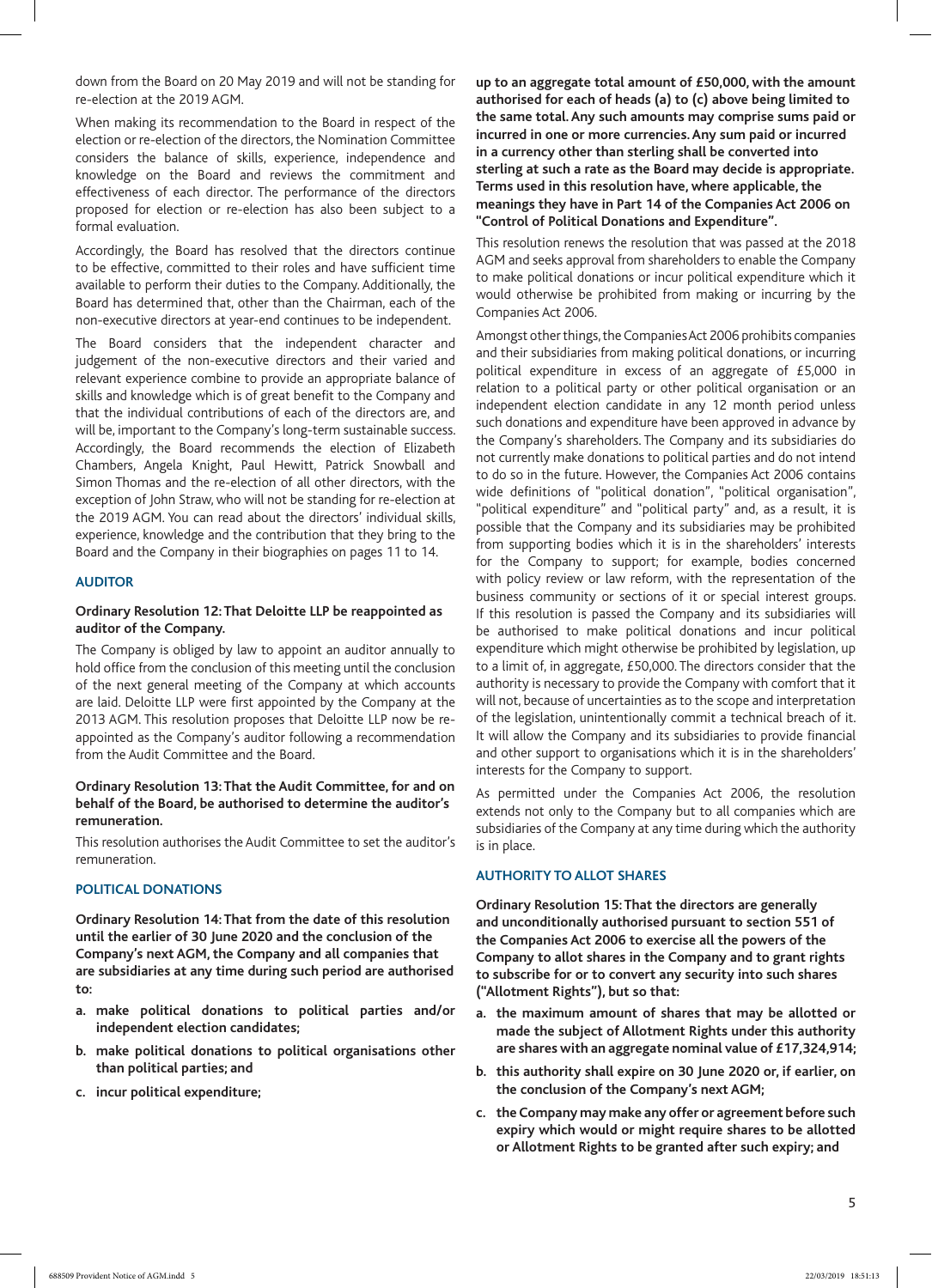down from the Board on 20 May 2019 and will not be standing for re-election at the 2019 AGM.

When making its recommendation to the Board in respect of the election or re-election of the directors, the Nomination Committee considers the balance of skills, experience, independence and knowledge on the Board and reviews the commitment and effectiveness of each director. The performance of the directors proposed for election or re-election has also been subject to a formal evaluation.

Accordingly, the Board has resolved that the directors continue to be effective, committed to their roles and have sufficient time available to perform their duties to the Company. Additionally, the Board has determined that, other than the Chairman, each of the non-executive directors at year-end continues to be independent.

The Board considers that the independent character and judgement of the non-executive directors and their varied and relevant experience combine to provide an appropriate balance of skills and knowledge which is of great benefit to the Company and that the individual contributions of each of the directors are, and will be, important to the Company's long-term sustainable success. Accordingly, the Board recommends the election of Elizabeth Chambers, Angela Knight, Paul Hewitt, Patrick Snowball and Simon Thomas and the re-election of all other directors, with the exception of John Straw, who will not be standing for re-election at the 2019 AGM. You can read about the directors' individual skills, experience, knowledge and the contribution that they bring to the Board and the Company in their biographies on pages 11 to 14.

## AUDITOR

**Ordinary Resolution 12: That Deloitte LLP be reappointed as auditor of the Company.**

The Company is obliged by law to appoint an auditor annually to hold office from the conclusion of this meeting until the conclusion of the next general meeting of the Company at which accounts are laid. Deloitte LLP were first appointed by the Company at the 2013 AGM. This resolution proposes that Deloitte LLP now be re-appointed as the Company's auditor following a recommendation from the Audit Committee and the Board.

**Ordinary Resolution 13: That the Audit Committee, for and on behalf of the Board, be authorised to determine the auditor's remuneration.**

This resolution authorises the Audit Committee to set the auditor's remuneration.

## POLITICAL DONATIONS

**Ordinary Resolution 14: That from the date of this resolution until the earlier of 30 June 2020 and the conclusion of the Company's next AGM, the Company and all companies that are subsidiaries at any time during such period are authorised to:**

- **a. make political donations to political parties and/or independent election candidates;**
- **b. make political donations to political organisations other than political parties; and**
- **c. incur political expenditure;**

**up to an aggregate total amount of £50,000, with the amount authorised for each of heads (a) to (c) above being limited to the same total. Any such amounts may comprise sums paid or incurred in one or more currencies. Any sum paid or incurred in a currency other than sterling shall be converted into sterling at such a rate as the Board may decide is appropriate. Terms used in this resolution have, where applicable, the meanings they have in Part 14 of the Companies Act 2006 on "Control of Political Donations and Expenditure".**

This resolution renews the resolution that was passed at the 2018 AGM and seeks approval from shareholders to enable the Company to make political donations or incur political expenditure which it would otherwise be prohibited from making or incurring by the Companies Act 2006.

Amongst other things, the Companies Act 2006 prohibits companies and their subsidiaries from making political donations, or incurring political expenditure in excess of an aggregate of £5,000 in relation to a political party or other political organisation or an independent election candidate in any 12 month period unless such donations and expenditure have been approved in advance by the Company's shareholders. The Company and its subsidiaries do not currently make donations to political parties and do not intend to do so in the future. However, the Companies Act 2006 contains wide definitions of "political donation", "political organisation", "political expenditure" and "political party" and, as a result, it is possible that the Company and its subsidiaries may be prohibited from supporting bodies which it is in the shareholders' interests for the Company to support; for example, bodies concerned with policy review or law reform, with the representation of the business community or sections of it or special interest groups. If this resolution is passed the Company and its subsidiaries will be authorised to make political donations and incur political expenditure which might otherwise be prohibited by legislation, up to a limit of, in aggregate, £50,000. The directors consider that the authority is necessary to provide the Company with comfort that it will not, because of uncertainties as to the scope and interpretation of the legislation, unintentionally commit a technical breach of it. It will allow the Company and its subsidiaries to provide financial and other support to organisations which it is in the shareholders' interests for the Company to support.

As permitted under the Companies Act 2006, the resolution extends not only to the Company but to all companies which are subsidiaries of the Company at any time during which the authority is in place.

## AUTHORITY TO ALLOT SHARES

**Ordinary Resolution 15: That the directors are generally and unconditionally authorised pursuant to section 551 of the Companies Act 2006 to exercise all the powers of the Company to allot shares in the Company and to grant rights to subscribe for or to convert any security into such shares ("Allotment Rights"), but so that:**

- **a. the maximum amount of shares that may be allotted or made the subject of Allotment Rights under this authority are shares with an aggregate nominal value of £17,324,914;**
- **b. this authority shall expire on 30 June 2020 or, if earlier, on the conclusion of the Company's next AGM;**
- **c. the Company may make any offer or agreement before such expiry which would or might require shares to be allotted or Allotment Rights to be granted after such expiry; and**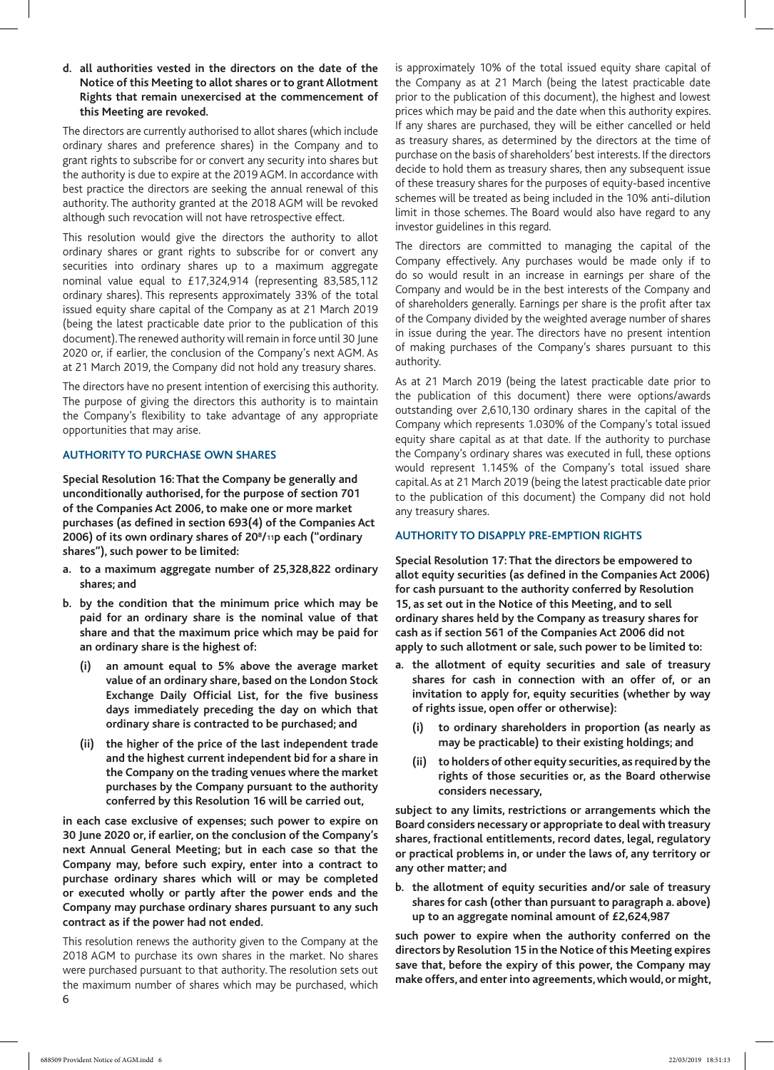**d. all authorities vested in the directors on the date of the Notice of this Meeting to allot shares or to grant Allotment Rights that remain unexercised at the commencement of this Meeting are revoked.**

The directors are currently authorised to allot shares (which include ordinary shares and preference shares) in the Company and to grant rights to subscribe for or convert any security into shares but the authority is due to expire at the 2019 AGM. In accordance with best practice the directors are seeking the annual renewal of this authority. The authority granted at the 2018 AGM will be revoked although such revocation will not have retrospective effect.

This resolution would give the directors the authority to allot ordinary shares or grant rights to subscribe for or convert any securities into ordinary shares up to a maximum aggregate nominal value equal to £17,324,914 (representing 83,585,112 ordinary shares). This represents approximately 33% of the total issued equity share capital of the Company as at 21 March 2019 (being the latest practicable date prior to the publication of this document). The renewed authority will remain in force until 30 June 2020 or, if earlier, the conclusion of the Company's next AGM. As at 21 March 2019, the Company did not hold any treasury shares.

The directors have no present intention of exercising this authority. The purpose of giving the directors this authority is to maintain the Company's flexibility to take advantage of any appropriate opportunities that may arise.

## AUTHORITY TO PURCHASE OWN SHARES

**Special Resolution 16: That the Company be generally and unconditionally authorised, for the purpose of section 701 of the Companies Act 2006, to make one or more market purchases (as defined in section 693(4) of the Companies Act 2006) of its own ordinary shares of 20[8]/[11]p each ("ordinary shares"), such power to be limited:**

**a. to a maximum aggregate number of 25,328,822 ordinary shares; and**

**b. by the condition that the minimum price which may be paid for an ordinary share is the nominal value of that share and that the maximum price which may be paid for an ordinary share is the highest of:**

**(i) an amount equal to 5% above the average market value of an ordinary share, based on the London Stock Exchange Daily Official List, for the five business days immediately preceding the day on which that ordinary share is contracted to be purchased; and**

**(ii) the higher of the price of the last independent trade and the highest current independent bid for a share in the Company on the trading venues where the market purchases by the Company pursuant to the authority conferred by this Resolution 16 will be carried out,**

**in each case exclusive of expenses; such power to expire on 30 June 2020 or, if earlier, on the conclusion of the Company's next Annual General Meeting; but in each case so that the Company may, before such expiry, enter into a contract to purchase ordinary shares which will or may be completed or executed wholly or partly after the power ends and the Company may purchase ordinary shares pursuant to any such contract as if the power had not ended.**

This resolution renews the authority given to the Company at the 2018 AGM to purchase its own shares in the market. No shares were purchased pursuant to that authority. The resolution sets out the maximum number of shares which may be purchased, which is approximately 10% of the total issued equity share capital of the Company as at 21 March (being the latest practicable date prior to the publication of this document), the highest and lowest prices which may be paid and the date when this authority expires. If any shares are purchased, they will be either cancelled or held as treasury shares, as determined by the directors at the time of purchase on the basis of shareholders' best interests. If the directors decide to hold them as treasury shares, then any subsequent issue of these treasury shares for the purposes of equity-based incentive schemes will be treated as being included in the 10% anti-dilution limit in those schemes. The Board would also have regard to any investor guidelines in this regard.

The directors are committed to managing the capital of the Company effectively. Any purchases would be made only if to do so would result in an increase in earnings per share of the Company and would be in the best interests of the Company and of shareholders generally. Earnings per share is the profit after tax of the Company divided by the weighted average number of shares in issue during the year. The directors have no present intention of making purchases of the Company's shares pursuant to this authority.

As at 21 March 2019 (being the latest practicable date prior to the publication of this document) there were options/awards outstanding over 2,610,130 ordinary shares in the capital of the Company which represents 1.030% of the Company's total issued equity share capital as at that date. If the authority to purchase the Company's ordinary shares was executed in full, these options would represent 1.145% of the Company's total issued share capital. As at 21 March 2019 (being the latest practicable date prior to the publication of this document) the Company did not hold any treasury shares.

## AUTHORITY TO DISAPPLY PRE-EMPTION RIGHTS

**Special Resolution 17: That the directors be empowered to allot equity securities (as defined in the Companies Act 2006) for cash pursuant to the authority conferred by Resolution 15, as set out in the Notice of this Meeting, and to sell ordinary shares held by the Company as treasury shares for cash as if section 561 of the Companies Act 2006 did not apply to such allotment or sale, such power to be limited to:**

**a. the allotment of equity securities and sale of treasury shares for cash in connection with an offer of, or an invitation to apply for, equity securities (whether by way of rights issue, open offer or otherwise):**

**(i) to ordinary shareholders in proportion (as nearly as may be practicable) to their existing holdings; and**

**(ii) to holders of other equity securities, as required by the rights of those securities or, as the Board otherwise considers necessary,**

**subject to any limits, restrictions or arrangements which the Board considers necessary or appropriate to deal with treasury shares, fractional entitlements, record dates, legal, regulatory or practical problems in, or under the laws of, any territory or any other matter; and**

**b. the allotment of equity securities and/or sale of treasury shares for cash (other than pursuant to paragraph a. above) up to an aggregate nominal amount of £2,624,987**

**such power to expire when the authority conferred on the directors by Resolution 15 in the Notice of this Meeting expires save that, before the expiry of this power, the Company may make offers, and enter into agreements, which would, or might,**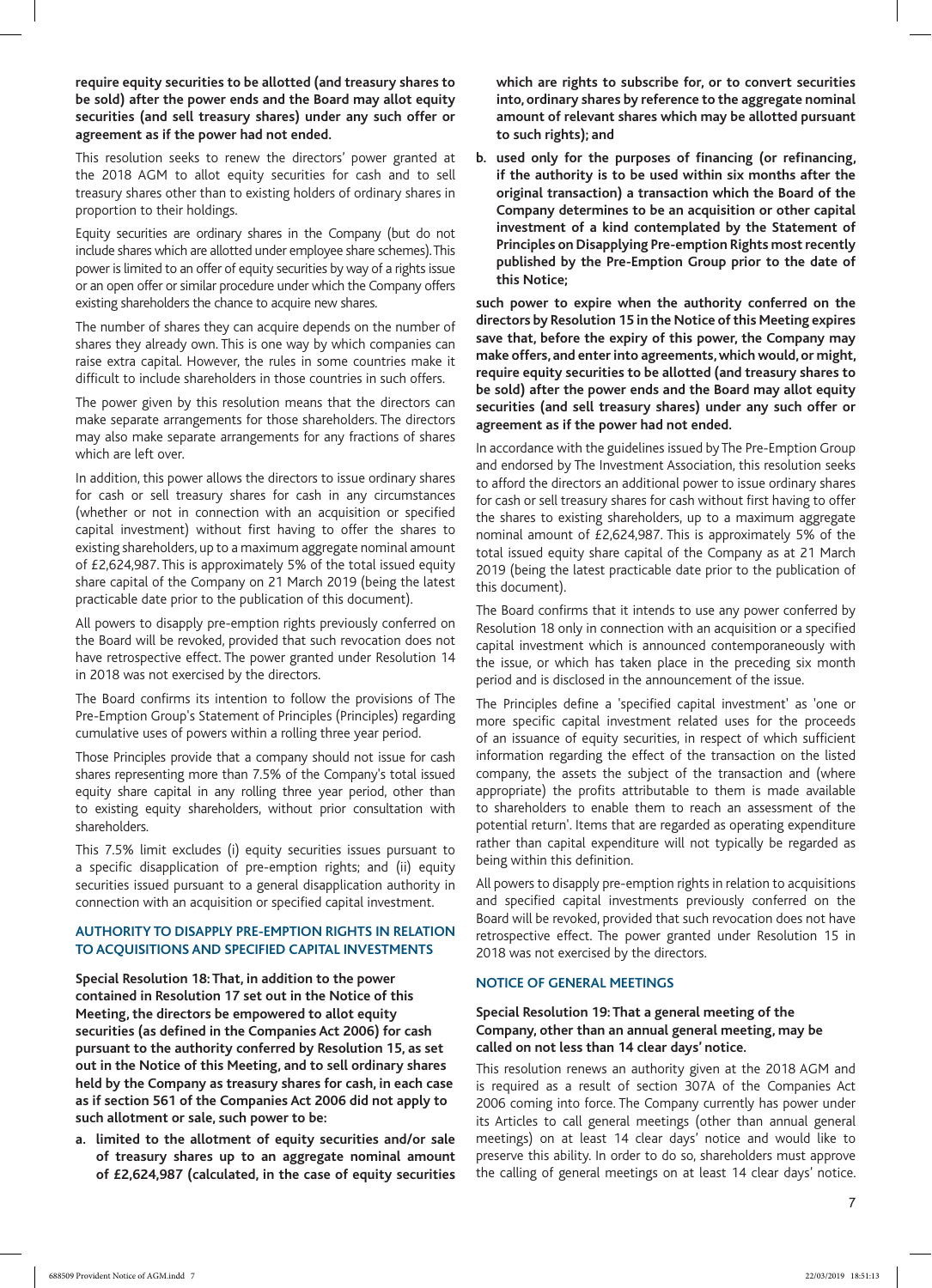**require equity securities to be allotted (and treasury shares to be sold) after the power ends and the Board may allot equity securities (and sell treasury shares) under any such offer or agreement as if the power had not ended.**

This resolution seeks to renew the directors' power granted at the 2018 AGM to allot equity securities for cash and to sell treasury shares other than to existing holders of ordinary shares in proportion to their holdings.

Equity securities are ordinary shares in the Company (but do not include shares which are allotted under employee share schemes). This power is limited to an offer of equity securities by way of a rights issue or an open offer or similar procedure under which the Company offers existing shareholders the chance to acquire new shares.

The number of shares they can acquire depends on the number of shares they already own. This is one way by which companies can raise extra capital. However, the rules in some countries make it difficult to include shareholders in those countries in such offers.

The power given by this resolution means that the directors can make separate arrangements for those shareholders. The directors may also make separate arrangements for any fractions of shares which are left over.

In addition, this power allows the directors to issue ordinary shares for cash or sell treasury shares for cash in any circumstances (whether or not in connection with an acquisition or specified capital investment) without first having to offer the shares to existing shareholders, up to a maximum aggregate nominal amount of £2,624,987. This is approximately 5% of the total issued equity share capital of the Company on 21 March 2019 (being the latest practicable date prior to the publication of this document).

All powers to disapply pre-emption rights previously conferred on the Board will be revoked, provided that such revocation does not have retrospective effect. The power granted under Resolution 14 in 2018 was not exercised by the directors.

The Board confirms its intention to follow the provisions of The Pre-Emption Group's Statement of Principles (Principles) regarding cumulative uses of powers within a rolling three year period.

Those Principles provide that a company should not issue for cash shares representing more than 7.5% of the Company's total issued equity share capital in any rolling three year period, other than to existing equity shareholders, without prior consultation with shareholders.

This 7.5% limit excludes (i) equity securities issues pursuant to a specific disapplication of pre-emption rights; and (ii) equity securities issued pursuant to a general disapplication authority in connection with an acquisition or specified capital investment.

## AUTHORITY TO DISAPPLY PRE-EMPTION RIGHTS IN RELATION TO ACQUISITIONS AND SPECIFIED CAPITAL INVESTMENTS

**Special Resolution 18: That, in addition to the power contained in Resolution 17 set out in the Notice of this Meeting, the directors be empowered to allot equity securities (as defined in the Companies Act 2006) for cash pursuant to the authority conferred by Resolution 15, as set out in the Notice of this Meeting, and to sell ordinary shares held by the Company as treasury shares for cash, in each case as if section 561 of the Companies Act 2006 did not apply to such allotment or sale, such power to be:**

**a. limited to the allotment of equity securities and/or sale of treasury shares up to an aggregate nominal amount of £2,624,987 (calculated, in the case of equity securities which are rights to subscribe for, or to convert securities into, ordinary shares by reference to the aggregate nominal amount of relevant shares which may be allotted pursuant to such rights); and**

**b. used only for the purposes of financing (or refinancing, if the authority is to be used within six months after the original transaction) a transaction which the Board of the Company determines to be an acquisition or other capital investment of a kind contemplated by the Statement of Principles on Disapplying Pre-emption Rights most recently published by the Pre-Emption Group prior to the date of this Notice;**

**such power to expire when the authority conferred on the directors by Resolution 15 in the Notice of this Meeting expires save that, before the expiry of this power, the Company may make offers, and enter into agreements, which would, or might, require equity securities to be allotted (and treasury shares to be sold) after the power ends and the Board may allot equity securities (and sell treasury shares) under any such offer or agreement as if the power had not ended.**

In accordance with the guidelines issued by The Pre-Emption Group and endorsed by The Investment Association, this resolution seeks to afford the directors an additional power to issue ordinary shares for cash or sell treasury shares for cash without first having to offer the shares to existing shareholders, up to a maximum aggregate nominal amount of £2,624,987. This is approximately 5% of the total issued equity share capital of the Company as at 21 March 2019 (being the latest practicable date prior to the publication of this document).

The Board confirms that it intends to use any power conferred by Resolution 18 only in connection with an acquisition or a specified capital investment which is announced contemporaneously with the issue, or which has taken place in the preceding six month period and is disclosed in the announcement of the issue.

The Principles define a 'specified capital investment' as 'one or more specific capital investment related uses for the proceeds of an issuance of equity securities, in respect of which sufficient information regarding the effect of the transaction on the listed company, the assets the subject of the transaction and (where appropriate) the profits attributable to them is made available to shareholders to enable them to reach an assessment of the potential return'. Items that are regarded as operating expenditure rather than capital expenditure will not typically be regarded as being within this definition.

All powers to disapply pre-emption rights in relation to acquisitions and specified capital investments previously conferred on the Board will be revoked, provided that such revocation does not have retrospective effect. The power granted under Resolution 15 in 2018 was not exercised by the directors.

## NOTICE OF GENERAL MEETINGS

**Special Resolution 19: That a general meeting of the Company, other than an annual general meeting, may be called on not less than 14 clear days' notice.**

This resolution renews an authority given at the 2018 AGM and is required as a result of section 307A of the Companies Act 2006 coming into force. The Company currently has power under its Articles to call general meetings (other than annual general meetings) on at least 14 clear days' notice and would like to preserve this ability. In order to do so, shareholders must approve the calling of general meetings on at least 14 clear days' notice.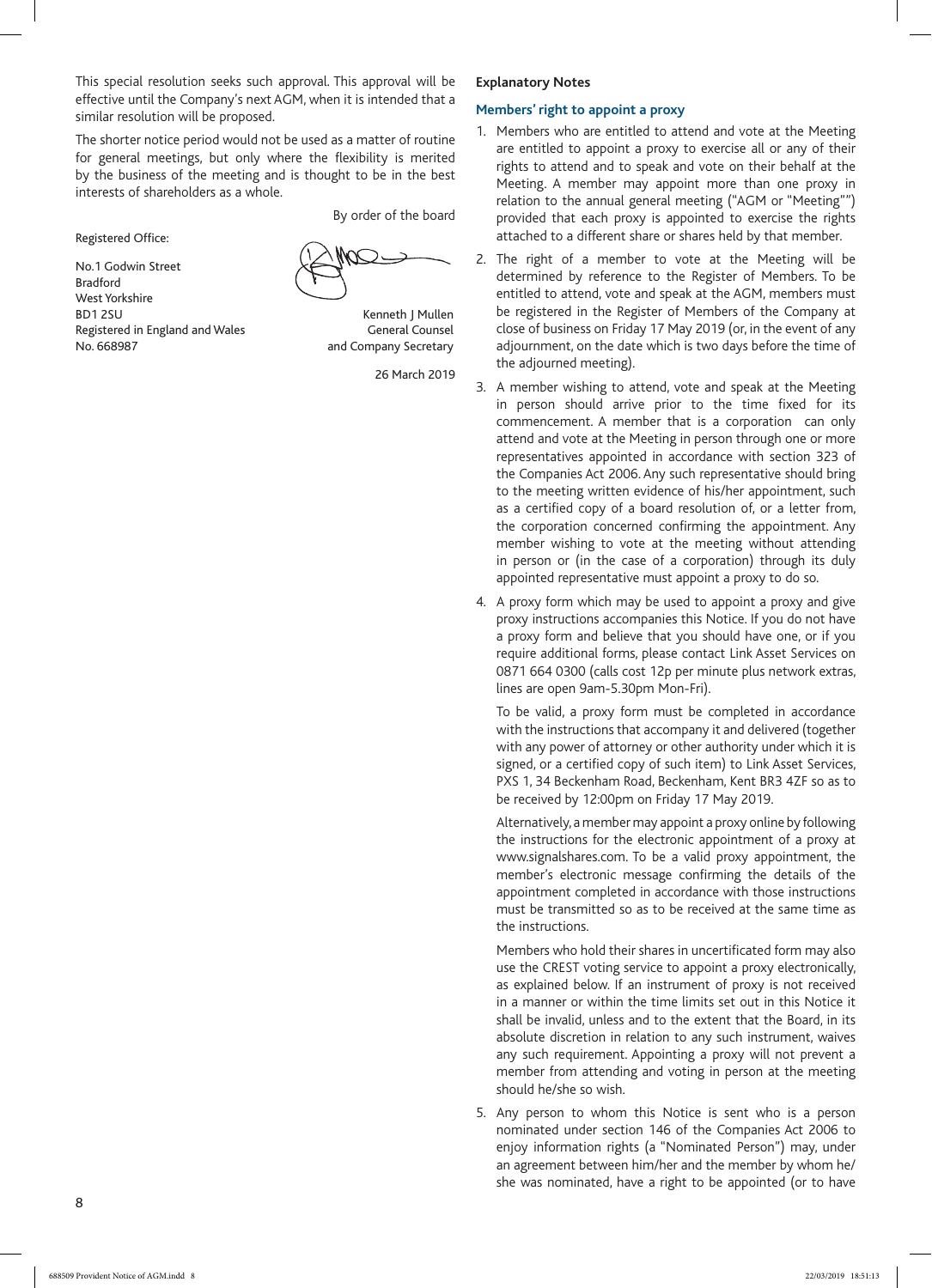This special resolution seeks such approval. This approval will be effective until the Company's next AGM, when it is intended that a similar resolution will be proposed.

The shorter notice period would not be used as a matter of routine for general meetings, but only where the flexibility is merited by the business of the meeting and is thought to be in the best interests of shareholders as a whole.

By order of the board

Registered Office:

No.1 Godwin Street
Bradford
West Yorkshire
BD1 2SU
Registered in England and Wales
No. 668987

Kenneth J Mullen
General Counsel
and Company Secretary

26 March 2019

**Explanatory Notes**

## Members' right to appoint a proxy

1. Members who are entitled to attend and vote at the Meeting are entitled to appoint a proxy to exercise all or any of their rights to attend and to speak and vote on their behalf at the Meeting. A member may appoint more than one proxy in relation to the annual general meeting ("AGM or "Meeting"") provided that each proxy is appointed to exercise the rights attached to a different share or shares held by that member.

2. The right of a member to vote at the Meeting will be determined by reference to the Register of Members. To be entitled to attend, vote and speak at the AGM, members must be registered in the Register of Members of the Company at close of business on Friday 17 May 2019 (or, in the event of any adjournment, on the date which is two days before the time of the adjourned meeting).

3. A member wishing to attend, vote and speak at the Meeting in person should arrive prior to the time fixed for its commencement. A member that is a corporation can only attend and vote at the Meeting in person through one or more representatives appointed in accordance with section 323 of the Companies Act 2006. Any such representative should bring to the meeting written evidence of his/her appointment, such as a certified copy of a board resolution of, or a letter from, the corporation concerned confirming the appointment. Any member wishing to vote at the meeting without attending in person or (in the case of a corporation) through its duly appointed representative must appoint a proxy to do so.

4. A proxy form which may be used to appoint a proxy and give proxy instructions accompanies this Notice. If you do not have a proxy form and believe that you should have one, or if you require additional forms, please contact Link Asset Services on 0871 664 0300 (calls cost 12p per minute plus network extras, lines are open 9am-5.30pm Mon-Fri).

   To be valid, a proxy form must be completed in accordance with the instructions that accompany it and delivered (together with any power of attorney or other authority under which it is signed, or a certified copy of such item) to Link Asset Services, PXS 1, 34 Beckenham Road, Beckenham, Kent BR3 4ZF so as to be received by 12:00pm on Friday 17 May 2019.

   Alternatively, a member may appoint a proxy online by following the instructions for the electronic appointment of a proxy at www.signalshares.com. To be a valid proxy appointment, the member's electronic message confirming the details of the appointment completed in accordance with those instructions must be transmitted so as to be received at the same time as the instructions.

   Members who hold their shares in uncertificated form may also use the CREST voting service to appoint a proxy electronically, as explained below. If an instrument of proxy is not received in a manner or within the time limits set out in this Notice it shall be invalid, unless and to the extent that the Board, in its absolute discretion in relation to any such instrument, waives any such requirement. Appointing a proxy will not prevent a member from attending and voting in person at the meeting should he/she so wish.

5. Any person to whom this Notice is sent who is a person nominated under section 146 of the Companies Act 2006 to enjoy information rights (a "Nominated Person") may, under an agreement between him/her and the member by whom he/she was nominated, have a right to be appointed (or to have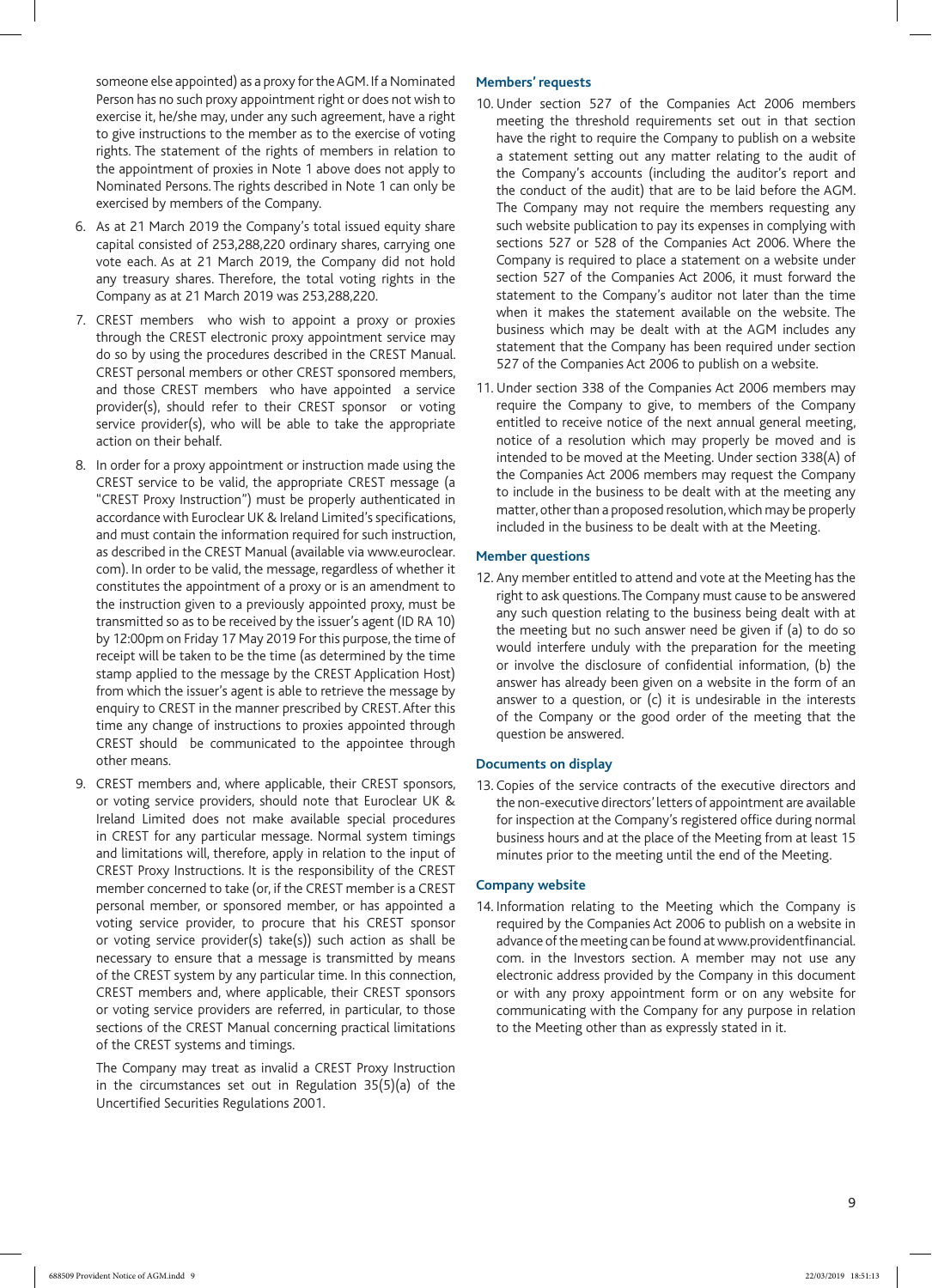someone else appointed) as a proxy for the AGM. If a Nominated Person has no such proxy appointment right or does not wish to exercise it, he/she may, under any such agreement, have a right to give instructions to the member as to the exercise of voting rights. The statement of the rights of members in relation to the appointment of proxies in Note 1 above does not apply to Nominated Persons. The rights described in Note 1 can only be exercised by members of the Company.

6. As at 21 March 2019 the Company's total issued equity share capital consisted of 253,288,220 ordinary shares, carrying one vote each. As at 21 March 2019, the Company did not hold any treasury shares. Therefore, the total voting rights in the Company as at 21 March 2019 was 253,288,220.

7. CREST members who wish to appoint a proxy or proxies through the CREST electronic proxy appointment service may do so by using the procedures described in the CREST Manual. CREST personal members or other CREST sponsored members, and those CREST members who have appointed a service provider(s), should refer to their CREST sponsor or voting service provider(s), who will be able to take the appropriate action on their behalf.

8. In order for a proxy appointment or instruction made using the CREST service to be valid, the appropriate CREST message (a "CREST Proxy Instruction") must be properly authenticated in accordance with Euroclear UK & Ireland Limited's specifications, and must contain the information required for such instruction, as described in the CREST Manual (available via www.euroclear.com). In order to be valid, the message, regardless of whether it constitutes the appointment of a proxy or is an amendment to the instruction given to a previously appointed proxy, must be transmitted so as to be received by the issuer's agent (ID RA 10) by 12:00pm on Friday 17 May 2019 For this purpose, the time of receipt will be taken to be the time (as determined by the time stamp applied to the message by the CREST Application Host) from which the issuer's agent is able to retrieve the message by enquiry to CREST in the manner prescribed by CREST. After this time any change of instructions to proxies appointed through CREST should be communicated to the appointee through other means.

9. CREST members and, where applicable, their CREST sponsors, or voting service providers, should note that Euroclear UK & Ireland Limited does not make available special procedures in CREST for any particular message. Normal system timings and limitations will, therefore, apply in relation to the input of CREST Proxy Instructions. It is the responsibility of the CREST member concerned to take (or, if the CREST member is a CREST personal member, or sponsored member, or has appointed a voting service provider, to procure that his CREST sponsor or voting service provider(s) take(s)) such action as shall be necessary to ensure that a message is transmitted by means of the CREST system by any particular time. In this connection, CREST members and, where applicable, their CREST sponsors or voting service providers are referred, in particular, to those sections of the CREST Manual concerning practical limitations of the CREST systems and timings.

   The Company may treat as invalid a CREST Proxy Instruction in the circumstances set out in Regulation 35(5)(a) of the Uncertified Securities Regulations 2001.

### Members' requests

10. Under section 527 of the Companies Act 2006 members meeting the threshold requirements set out in that section have the right to require the Company to publish on a website a statement setting out any matter relating to the audit of the Company's accounts (including the auditor's report and the conduct of the audit) that are to be laid before the AGM. The Company may not require the members requesting any such website publication to pay its expenses in complying with sections 527 or 528 of the Companies Act 2006. Where the Company is required to place a statement on a website under section 527 of the Companies Act 2006, it must forward the statement to the Company's auditor not later than the time when it makes the statement available on the website. The business which may be dealt with at the AGM includes any statement that the Company has been required under section 527 of the Companies Act 2006 to publish on a website.

11. Under section 338 of the Companies Act 2006 members may require the Company to give, to members of the Company entitled to receive notice of the next annual general meeting, notice of a resolution which may properly be moved and is intended to be moved at the Meeting. Under section 338(A) of the Companies Act 2006 members may request the Company to include in the business to be dealt with at the meeting any matter, other than a proposed resolution, which may be properly included in the business to be dealt with at the Meeting.

### Member questions

12. Any member entitled to attend and vote at the Meeting has the right to ask questions. The Company must cause to be answered any such question relating to the business being dealt with at the meeting but no such answer need be given if (a) to do so would interfere unduly with the preparation for the meeting or involve the disclosure of confidential information, (b) the answer has already been given on a website in the form of an answer to a question, or (c) it is undesirable in the interests of the Company or the good order of the meeting that the question be answered.

### Documents on display

13. Copies of the service contracts of the executive directors and the non-executive directors' letters of appointment are available for inspection at the Company's registered office during normal business hours and at the place of the Meeting from at least 15 minutes prior to the meeting until the end of the Meeting.

### Company website

14. Information relating to the Meeting which the Company is required by the Companies Act 2006 to publish on a website in advance of the meeting can be found at www.providentfinancial.com. in the Investors section. A member may not use any electronic address provided by the Company in this document or with any proxy appointment form or on any website for communicating with the Company for any purpose in relation to the Meeting other than as expressly stated in it.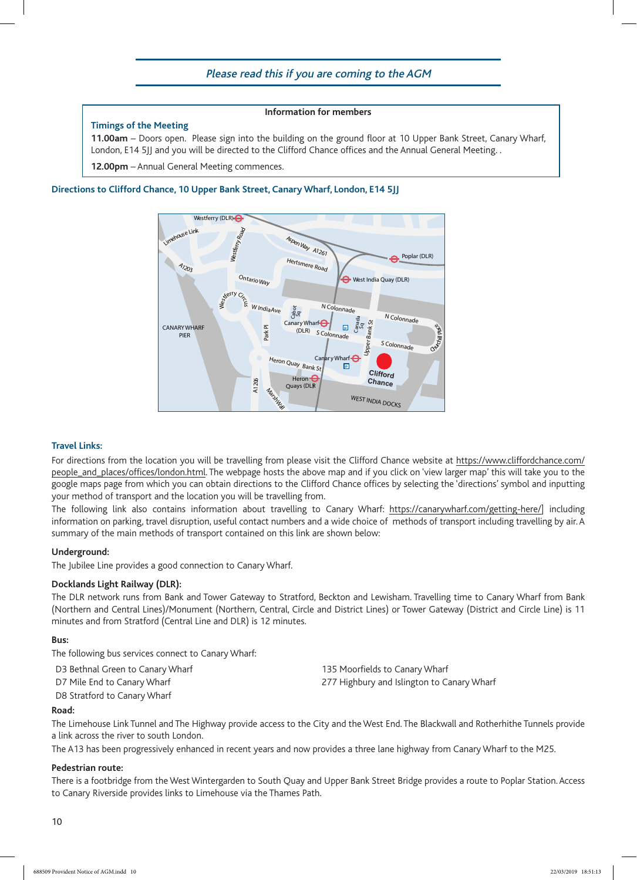*Please read this if you are coming to the AGM*

**Information for members**

**Timings of the Meeting**

**11.00am** – Doors open. Please sign into the building on the ground floor at 10 Upper Bank Street, Canary Wharf, London, E14 5JJ and you will be directed to the Clifford Chance offices and the Annual General Meeting. .

**12.00pm** – Annual General Meeting commences.

## Directions to Clifford Chance, 10 Upper Bank Street, Canary Wharf, London, E14 5JJ

## Travel Links:

For directions from the location you will be travelling from please visit the Clifford Chance website at https://www.cliffordchance.com/people_and_places/offices/london.html. The webpage hosts the above map and if you click on 'view larger map' this will take you to the google maps page from which you can obtain directions to the Clifford Chance offices by selecting the 'directions' symbol and inputting your method of transport and the location you will be travelling from.

The following link also contains information about travelling to Canary Wharf: https://canarywharf.com/getting-here/] including information on parking, travel disruption, useful contact numbers and a wide choice of methods of transport including travelling by air. A summary of the main methods of transport contained on this link are shown below:

**Underground:**

The Jubilee Line provides a good connection to Canary Wharf.

**Docklands Light Railway (DLR):**

The DLR network runs from Bank and Tower Gateway to Stratford, Beckton and Lewisham. Travelling time to Canary Wharf from Bank (Northern and Central Lines)/Monument (Northern, Central, Circle and District Lines) or Tower Gateway (District and Circle Line) is 11 minutes and from Stratford (Central Line and DLR) is 12 minutes.

**Bus:**

The following bus services connect to Canary Wharf:

- D3 Bethnal Green to Canary Wharf
- D7 Mile End to Canary Wharf
- D8 Stratford to Canary Wharf
- 135 Moorfields to Canary Wharf
- 277 Highbury and Islington to Canary Wharf

**Road:**

The Limehouse Link Tunnel and The Highway provide access to the City and the West End. The Blackwall and Rotherhithe Tunnels provide a link across the river to south London.

The A13 has been progressively enhanced in recent years and now provides a three lane highway from Canary Wharf to the M25.

**Pedestrian route:**

There is a footbridge from the West Wintergarden to South Quay and Upper Bank Street Bridge provides a route to Poplar Station. Access to Canary Riverside provides links to Limehouse via the Thames Path.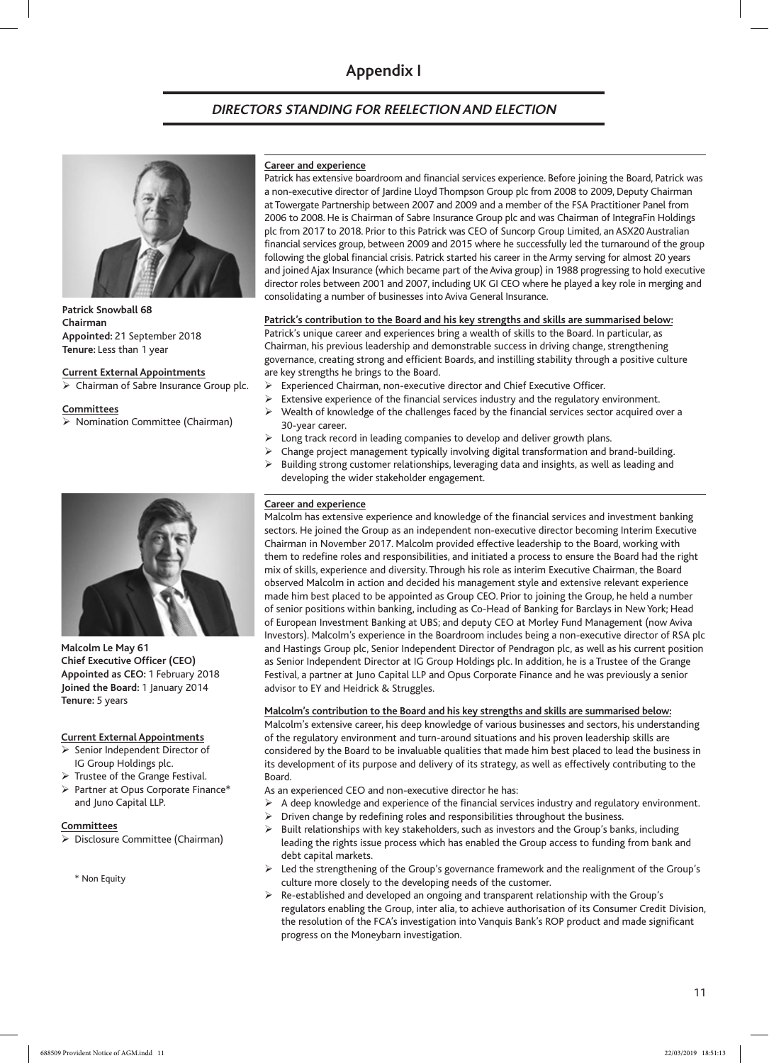# Appendix I

## *DIRECTORS STANDING FOR REELECTION AND ELECTION*

**Patrick Snowball 68**
**Chairman**
**Appointed:** 21 September 2018
**Tenure:** Less than 1 year

**Current External Appointments**

- Chairman of Sabre Insurance Group plc.

**Committees**

- Nomination Committee (Chairman)

**Career and experience**

Patrick has extensive boardroom and financial services experience. Before joining the Board, Patrick was a non-executive director of Jardine Lloyd Thompson Group plc from 2008 to 2009, Deputy Chairman at Towergate Partnership between 2007 and 2009 and a member of the FSA Practitioner Panel from 2006 to 2008. He is Chairman of Sabre Insurance Group plc and was Chairman of IntegraFin Holdings plc from 2017 to 2018. Prior to this Patrick was CEO of Suncorp Group Limited, an ASX20 Australian financial services group, between 2009 and 2015 where he successfully led the turnaround of the group following the global financial crisis. Patrick started his career in the Army serving for almost 20 years and joined Ajax Insurance (which became part of the Aviva group) in 1988 progressing to hold executive director roles between 2001 and 2007, including UK GI CEO where he played a key role in merging and consolidating a number of businesses into Aviva General Insurance.

**Patrick's contribution to the Board and his key strengths and skills are summarised below:**

Patrick's unique career and experiences bring a wealth of skills to the Board. In particular, as Chairman, his previous leadership and demonstrable success in driving change, strengthening governance, creating strong and efficient Boards, and instilling stability through a positive culture are key strengths he brings to the Board.

- Experienced Chairman, non-executive director and Chief Executive Officer.
- Extensive experience of the financial services industry and the regulatory environment.
- Wealth of knowledge of the challenges faced by the financial services sector acquired over a 30-year career.
- Long track record in leading companies to develop and deliver growth plans.
- Change project management typically involving digital transformation and brand-building.
- Building strong customer relationships, leveraging data and insights, as well as leading and developing the wider stakeholder engagement.

**Malcolm Le May 61**
**Chief Executive Officer (CEO)**
**Appointed as CEO:** 1 February 2018
**Joined the Board:** 1 January 2014
**Tenure:** 5 years

**Current External Appointments**

- Senior Independent Director of IG Group Holdings plc.
- Trustee of the Grange Festival.
- Partner at Opus Corporate Finance* and Juno Capital LLP.

**Committees**

- Disclosure Committee (Chairman)

\* Non Equity

**Career and experience**

Malcolm has extensive experience and knowledge of the financial services and investment banking sectors. He joined the Group as an independent non-executive director becoming Interim Executive Chairman in November 2017. Malcolm provided effective leadership to the Board, working with them to redefine roles and responsibilities, and initiated a process to ensure the Board had the right mix of skills, experience and diversity. Through his role as interim Executive Chairman, the Board observed Malcolm in action and decided his management style and extensive relevant experience made him best placed to be appointed as Group CEO. Prior to joining the Group, he held a number of senior positions within banking, including as Co-Head of Banking for Barclays in New York; Head of European Investment Banking at UBS; and deputy CEO at Morley Fund Management (now Aviva Investors). Malcolm's experience in the Boardroom includes being a non-executive director of RSA plc and Hastings Group plc, Senior Independent Director of Pendragon plc, as well as his current position as Senior Independent Director at IG Group Holdings plc. In addition, he is a Trustee of the Grange Festival, a partner at Juno Capital LLP and Opus Corporate Finance and he was previously a senior advisor to EY and Heidrick & Struggles.

**Malcolm's contribution to the Board and his key strengths and skills are summarised below:**

Malcolm's extensive career, his deep knowledge of various businesses and sectors, his understanding of the regulatory environment and turn-around situations and his proven leadership skills are considered by the Board to be invaluable qualities that made him best placed to lead the business in its development of its purpose and delivery of its strategy, as well as effectively contributing to the Board.

As an experienced CEO and non-executive director he has:

- A deep knowledge and experience of the financial services industry and regulatory environment.
- Driven change by redefining roles and responsibilities throughout the business.
- Built relationships with key stakeholders, such as investors and the Group's banks, including leading the rights issue process which has enabled the Group access to funding from bank and debt capital markets.
- Led the strengthening of the Group's governance framework and the realignment of the Group's culture more closely to the developing needs of the customer.
- Re-established and developed an ongoing and transparent relationship with the Group's regulators enabling the Group, inter alia, to achieve authorisation of its Consumer Credit Division, the resolution of the FCA's investigation into Vanquis Bank's ROP product and made significant progress on the Moneybarn investigation.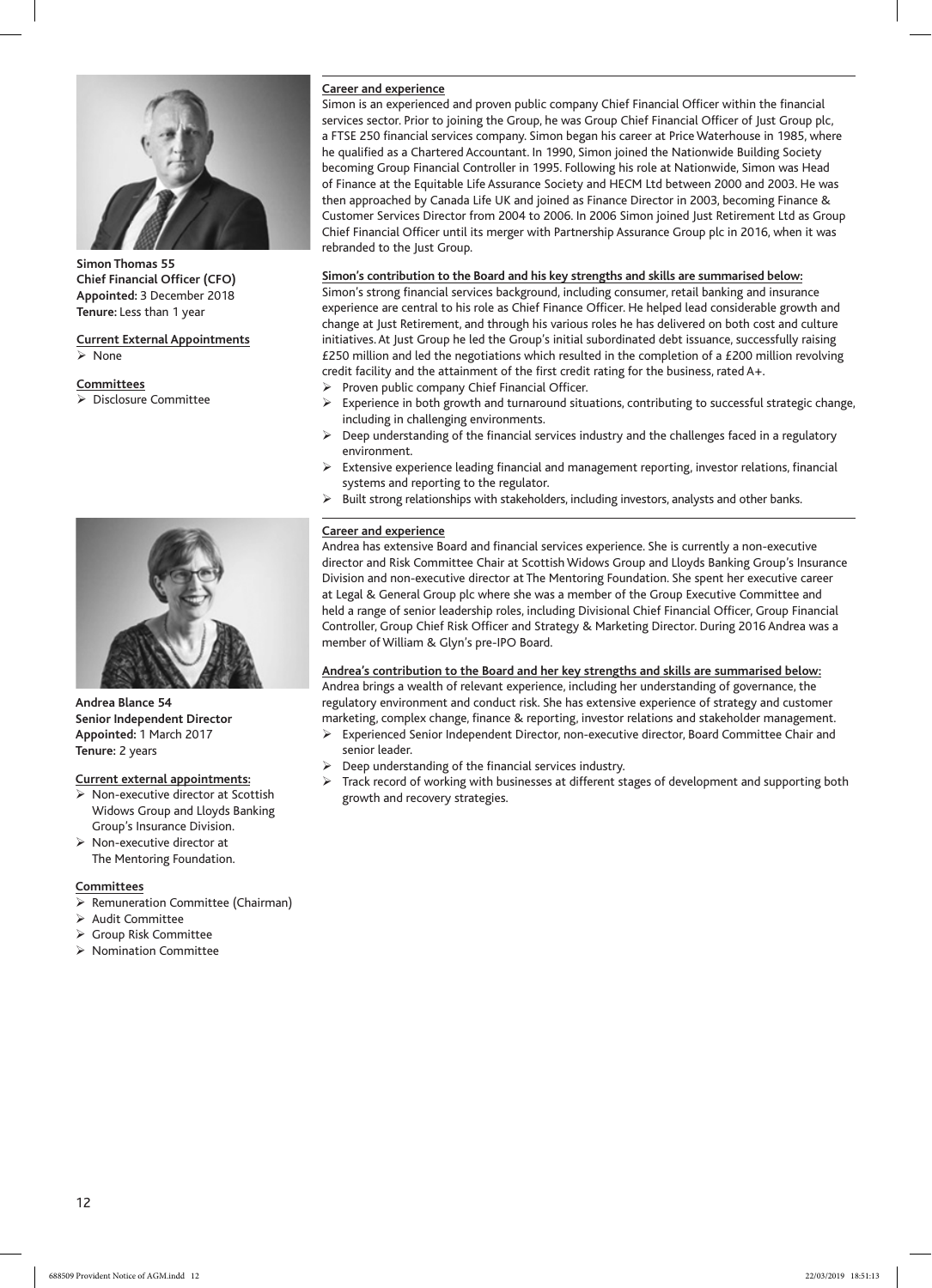**Simon Thomas 55**
**Chief Financial Officer (CFO)**
**Appointed:** 3 December 2018
**Tenure:** Less than 1 year

**Current External Appointments**

- None

**Committees**

- Disclosure Committee

**Career and experience**

Simon is an experienced and proven public company Chief Financial Officer within the financial services sector. Prior to joining the Group, he was Group Chief Financial Officer of Just Group plc, a FTSE 250 financial services company. Simon began his career at Price Waterhouse in 1985, where he qualified as a Chartered Accountant. In 1990, Simon joined the Nationwide Building Society becoming Group Financial Controller in 1995. Following his role at Nationwide, Simon was Head of Finance at the Equitable Life Assurance Society and HECM Ltd between 2000 and 2003. He was then approached by Canada Life UK and joined as Finance Director in 2003, becoming Finance & Customer Services Director from 2004 to 2006. In 2006 Simon joined Just Retirement Ltd as Group Chief Financial Officer until its merger with Partnership Assurance Group plc in 2016, when it was rebranded to the Just Group.

**Simon's contribution to the Board and his key strengths and skills are summarised below:**

Simon's strong financial services background, including consumer, retail banking and insurance experience are central to his role as Chief Finance Officer. He helped lead considerable growth and change at Just Retirement, and through his various roles he has delivered on both cost and culture initiatives. At Just Group he led the Group's initial subordinated debt issuance, successfully raising £250 million and led the negotiations which resulted in the completion of a £200 million revolving credit facility and the attainment of the first credit rating for the business, rated A+.

- Proven public company Chief Financial Officer.
- Experience in both growth and turnaround situations, contributing to successful strategic change, including in challenging environments.
- Deep understanding of the financial services industry and the challenges faced in a regulatory environment.
- Extensive experience leading financial and management reporting, investor relations, financial systems and reporting to the regulator.
- Built strong relationships with stakeholders, including investors, analysts and other banks.

**Andrea Blance 54**
**Senior Independent Director**
**Appointed:** 1 March 2017
**Tenure:** 2 years

**Current external appointments:**

- Non-executive director at Scottish Widows Group and Lloyds Banking Group's Insurance Division.
- Non-executive director at The Mentoring Foundation.

**Committees**

- Remuneration Committee (Chairman)
- Audit Committee
- Group Risk Committee
- Nomination Committee

**Career and experience**

Andrea has extensive Board and financial services experience. She is currently a non-executive director and Risk Committee Chair at Scottish Widows Group and Lloyds Banking Group's Insurance Division and non-executive director at The Mentoring Foundation. She spent her executive career at Legal & General Group plc where she was a member of the Group Executive Committee and held a range of senior leadership roles, including Divisional Chief Financial Officer, Group Financial Controller, Group Chief Risk Officer and Strategy & Marketing Director. During 2016 Andrea was a member of William & Glyn's pre-IPO Board.

**Andrea's contribution to the Board and her key strengths and skills are summarised below:**

Andrea brings a wealth of relevant experience, including her understanding of governance, the regulatory environment and conduct risk. She has extensive experience of strategy and customer marketing, complex change, finance & reporting, investor relations and stakeholder management.

- Experienced Senior Independent Director, non-executive director, Board Committee Chair and senior leader.
- Deep understanding of the financial services industry.
- Track record of working with businesses at different stages of development and supporting both growth and recovery strategies.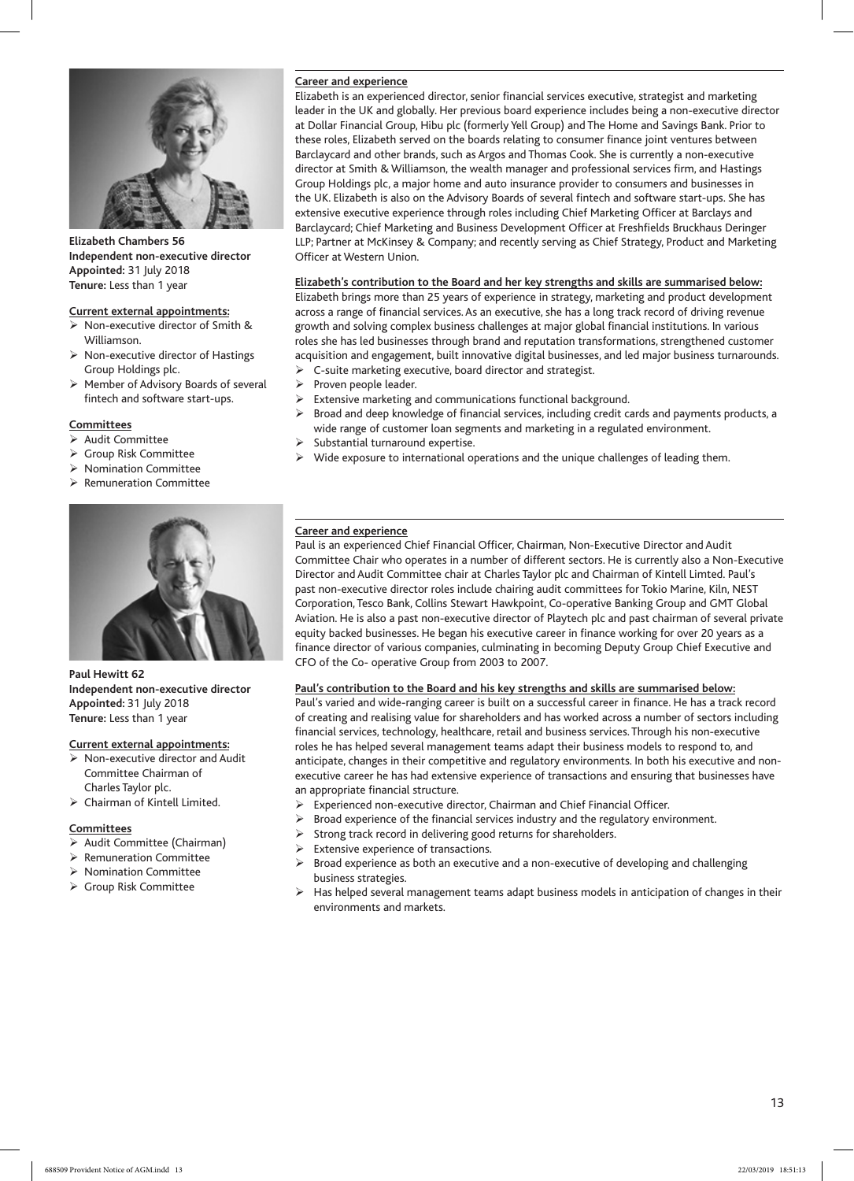**Elizabeth Chambers 56**
**Independent non-executive director**
**Appointed:** 31 July 2018
**Tenure:** Less than 1 year

**Current external appointments:**

- Non-executive director of Smith & Williamson.
- Non-executive director of Hastings Group Holdings plc.
- Member of Advisory Boards of several fintech and software start-ups.

**Committees**

- Audit Committee
- Group Risk Committee
- Nomination Committee
- Remuneration Committee

**Career and experience**

Elizabeth is an experienced director, senior financial services executive, strategist and marketing leader in the UK and globally. Her previous board experience includes being a non-executive director at Dollar Financial Group, Hibu plc (formerly Yell Group) and The Home and Savings Bank. Prior to these roles, Elizabeth served on the boards relating to consumer finance joint ventures between Barclaycard and other brands, such as Argos and Thomas Cook. She is currently a non-executive director at Smith & Williamson, the wealth manager and professional services firm, and Hastings Group Holdings plc, a major home and auto insurance provider to consumers and businesses in the UK. Elizabeth is also on the Advisory Boards of several fintech and software start-ups. She has extensive executive experience through roles including Chief Marketing Officer at Barclays and Barclaycard; Chief Marketing and Business Development Officer at Freshfields Bruckhaus Deringer LLP; Partner at McKinsey & Company; and recently serving as Chief Strategy, Product and Marketing Officer at Western Union.

**Elizabeth's contribution to the Board and her key strengths and skills are summarised below:**

Elizabeth brings more than 25 years of experience in strategy, marketing and product development across a range of financial services. As an executive, she has a long track record of driving revenue growth and solving complex business challenges at major global financial institutions. In various roles she has led businesses through brand and reputation transformations, strengthened customer acquisition and engagement, built innovative digital businesses, and led major business turnarounds.

- C-suite marketing executive, board director and strategist.
- Proven people leader.
- Extensive marketing and communications functional background.
- Broad and deep knowledge of financial services, including credit cards and payments products, a wide range of customer loan segments and marketing in a regulated environment.
- Substantial turnaround expertise.
- Wide exposure to international operations and the unique challenges of leading them.

**Paul Hewitt 62**
**Independent non-executive director**
**Appointed:** 31 July 2018
**Tenure:** Less than 1 year

**Current external appointments:**

- Non-executive director and Audit Committee Chairman of Charles Taylor plc.
- Chairman of Kintell Limited.

**Committees**

- Audit Committee (Chairman)
- Remuneration Committee
- Nomination Committee
- Group Risk Committee

**Career and experience**

Paul is an experienced Chief Financial Officer, Chairman, Non-Executive Director and Audit Committee Chair who operates in a number of different sectors. He is currently also a Non-Executive Director and Audit Committee chair at Charles Taylor plc and Chairman of Kintell Limted. Paul's past non-executive director roles include chairing audit committees for Tokio Marine, Kiln, NEST Corporation, Tesco Bank, Collins Stewart Hawkpoint, Co-operative Banking Group and GMT Global Aviation. He is also a past non-executive director of Playtech plc and past chairman of several private equity backed businesses. He began his executive career in finance working for over 20 years as a finance director of various companies, culminating in becoming Deputy Group Chief Executive and CFO of the Co- operative Group from 2003 to 2007.

**Paul's contribution to the Board and his key strengths and skills are summarised below:**

Paul's varied and wide-ranging career is built on a successful career in finance. He has a track record of creating and realising value for shareholders and has worked across a number of sectors including financial services, technology, healthcare, retail and business services. Through his non-executive roles he has helped several management teams adapt their business models to respond to, and anticipate, changes in their competitive and regulatory environments. In both his executive and non-executive career he has had extensive experience of transactions and ensuring that businesses have an appropriate financial structure.

- Experienced non-executive director, Chairman and Chief Financial Officer.
- Broad experience of the financial services industry and the regulatory environment.
- Strong track record in delivering good returns for shareholders.
- Extensive experience of transactions.
- Broad experience as both an executive and a non-executive of developing and challenging business strategies.
- Has helped several management teams adapt business models in anticipation of changes in their environments and markets.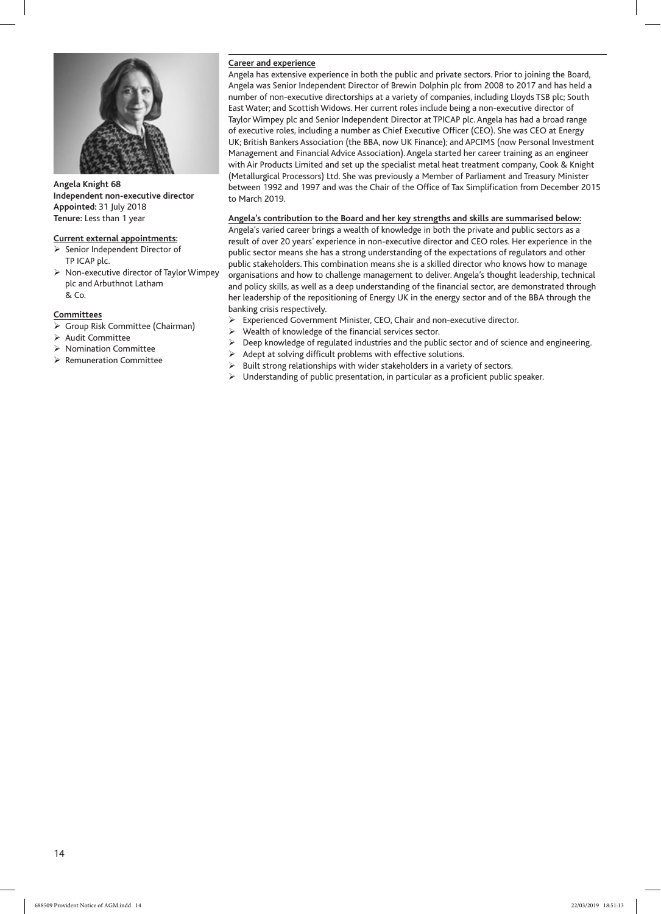**Angela Knight 68**
**Independent non-executive director**
**Appointed:** 31 July 2018
**Tenure:** Less than 1 year

**Current external appointments:**

- Senior Independent Director of TP ICAP plc.
- Non-executive director of Taylor Wimpey plc and Arbuthnot Latham & Co.

**Committees**

- Group Risk Committee (Chairman)
- Audit Committee
- Nomination Committee
- Remuneration Committee

**Career and experience**

Angela has extensive experience in both the public and private sectors. Prior to joining the Board, Angela was Senior Independent Director of Brewin Dolphin plc from 2008 to 2017 and has held a number of non-executive directorships at a variety of companies, including Lloyds TSB plc; South East Water; and Scottish Widows. Her current roles include being a non-executive director of Taylor Wimpey plc and Senior Independent Director at TPICAP plc. Angela has had a broad range of executive roles, including a number as Chief Executive Officer (CEO). She was CEO at Energy UK; British Bankers Association (the BBA, now UK Finance); and APCIMS (now Personal Investment Management and Financial Advice Association). Angela started her career training as an engineer with Air Products Limited and set up the specialist metal heat treatment company, Cook & Knight (Metallurgical Processors) Ltd. She was previously a Member of Parliament and Treasury Minister between 1992 and 1997 and was the Chair of the Office of Tax Simplification from December 2015 to March 2019.

**Angela's contribution to the Board and her key strengths and skills are summarised below:**

Angela's varied career brings a wealth of knowledge in both the private and public sectors as a result of over 20 years' experience in non-executive director and CEO roles. Her experience in the public sector means she has a strong understanding of the expectations of regulators and other public stakeholders. This combination means she is a skilled director who knows how to manage organisations and how to challenge management to deliver. Angela's thought leadership, technical and policy skills, as well as a deep understanding of the financial sector, are demonstrated through her leadership of the repositioning of Energy UK in the energy sector and of the BBA through the banking crisis respectively.

- Experienced Government Minister, CEO, Chair and non-executive director.
- Wealth of knowledge of the financial services sector.
- Deep knowledge of regulated industries and the public sector and of science and engineering.
- Adept at solving difficult problems with effective solutions.
- Built strong relationships with wider stakeholders in a variety of sectors.
- Understanding of public presentation, in particular as a proficient public speaker.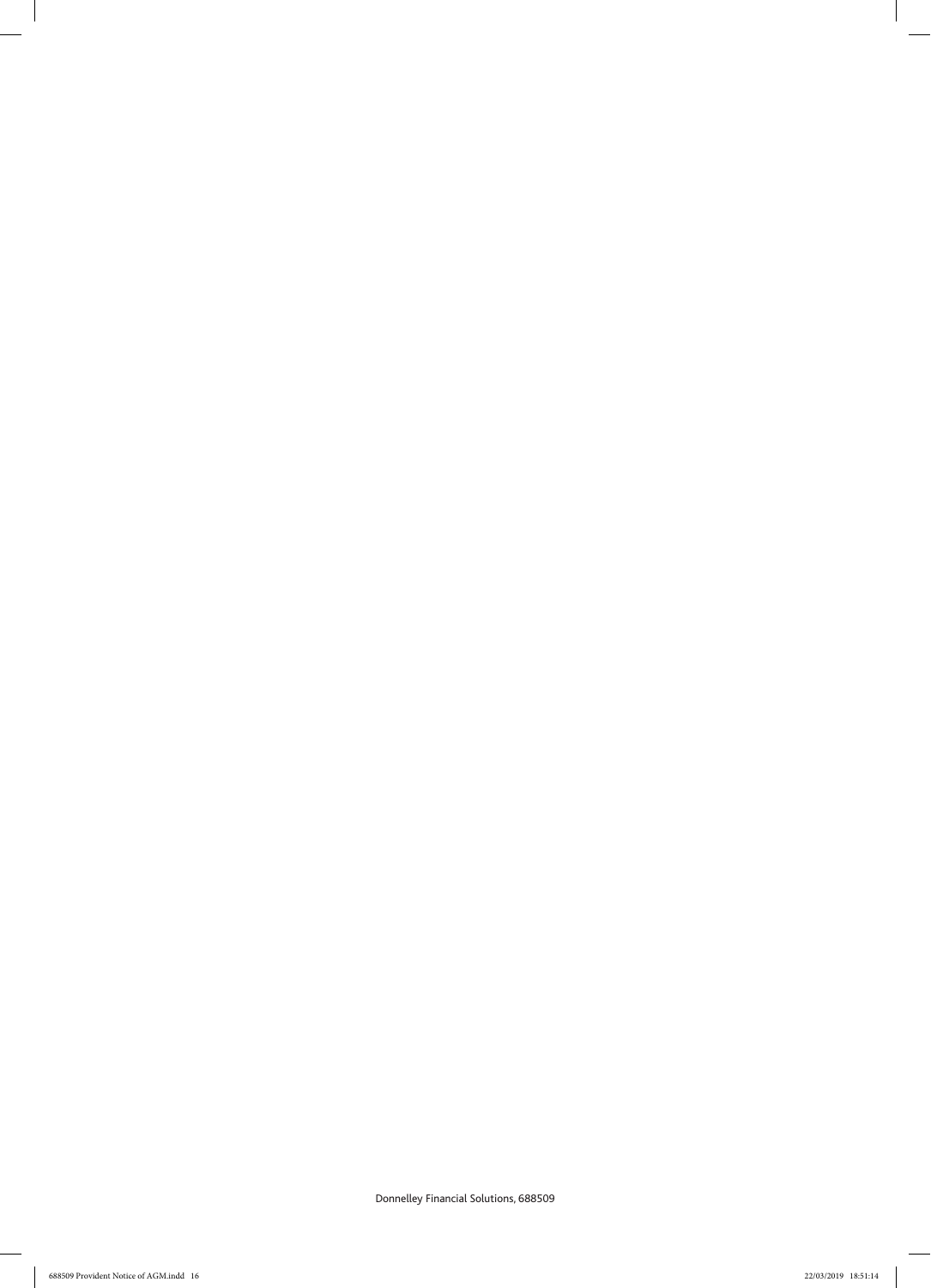Donnelley Financial Solutions, 688509